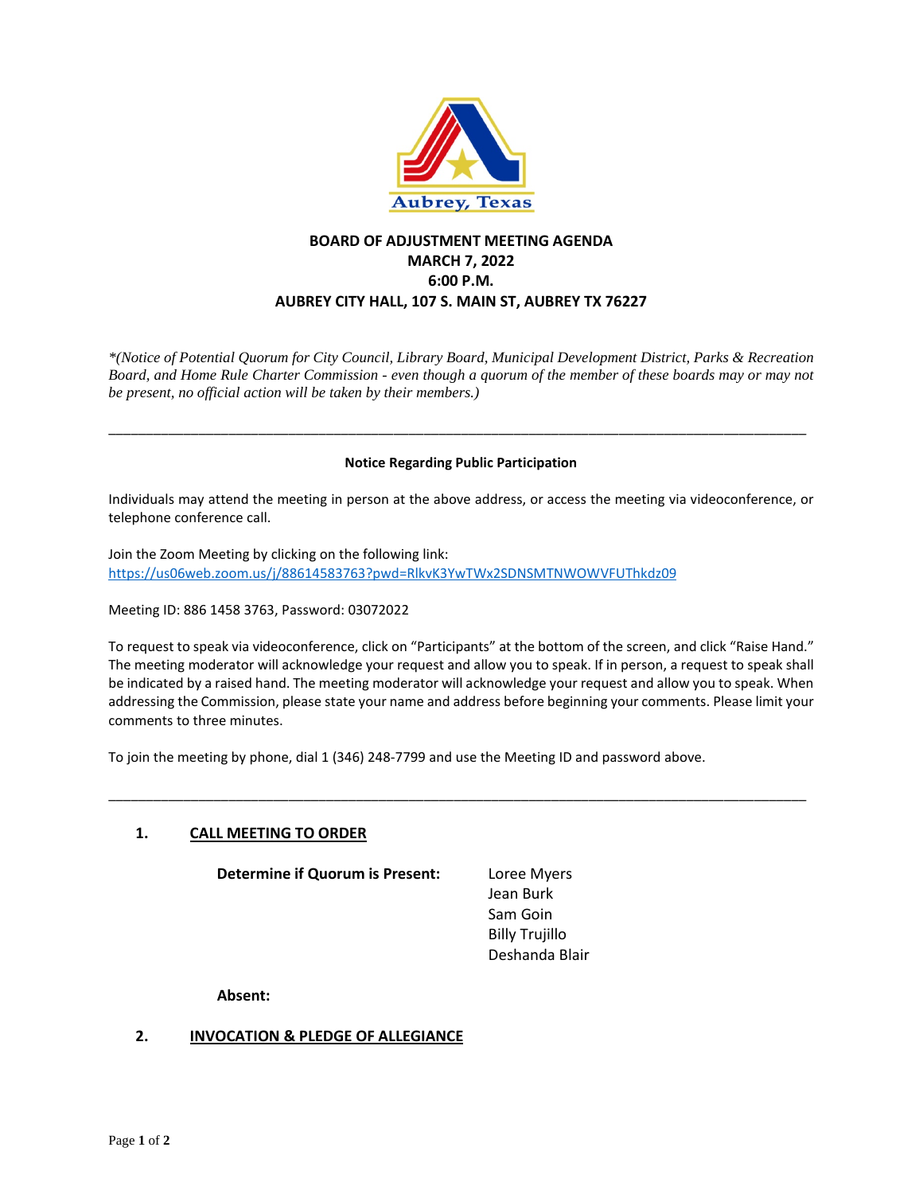Aubrey, Texas

# BOARD OF ADJUSTMENT MEETING AGENDA
## MARCH 7, 2022
## 6:00 P.M.
## AUBREY CITY HALL, 107 S. MAIN ST, AUBREY TX 76227

*\*(Notice of Potential Quorum for City Council, Library Board, Municipal Development District, Parks & Recreation Board, and Home Rule Charter Commission - even though a quorum of the member of these boards may or may not be present, no official action will be taken by their members.)*

---

**Notice Regarding Public Participation**

Individuals may attend the meeting in person at the above address, or access the meeting via videoconference, or telephone conference call.

Join the Zoom Meeting by clicking on the following link:
https://us06web.zoom.us/j/88614583763?pwd=RlkvK3YwTWx2SDNSMTNWOWVFUThkdz09

Meeting ID: 886 1458 3763, Password: 03072022

To request to speak via videoconference, click on "Participants" at the bottom of the screen, and click "Raise Hand." The meeting moderator will acknowledge your request and allow you to speak. If in person, a request to speak shall be indicated by a raised hand. The meeting moderator will acknowledge your request and allow you to speak. When addressing the Commission, please state your name and address before beginning your comments. Please limit your comments to three minutes.

To join the meeting by phone, dial 1 (346) 248-7799 and use the Meeting ID and password above.

---

**1. CALL MEETING TO ORDER**

**Determine if Quorum is Present:**

- Loree Myers
- Jean Burk
- Sam Goin
- Billy Trujillo
- Deshanda Blair

**Absent:**

**2. INVOCATION & PLEDGE OF ALLEGIANCE**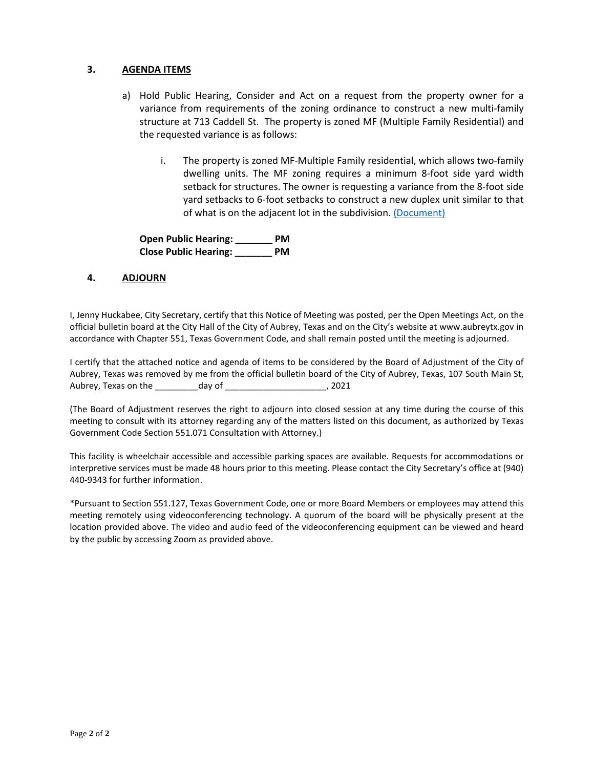## 3. AGENDA ITEMS

a) Hold Public Hearing, Consider and Act on a request from the property owner for a variance from requirements of the zoning ordinance to construct a new multi-family structure at 713 Caddell St. The property is zoned MF (Multiple Family Residential) and the requested variance is as follows:

   i. The property is zoned MF-Multiple Family residential, which allows two-family dwelling units. The MF zoning requires a minimum 8-foot side yard width setback for structures. The owner is requesting a variance from the 8-foot side yard setbacks to 6-foot setbacks to construct a new duplex unit similar to that of what is on the adjacent lot in the subdivision. (Document)

**Open Public Hearing: _______ PM**
**Close Public Hearing: _______ PM**

## 4. ADJOURN

I, Jenny Huckabee, City Secretary, certify that this Notice of Meeting was posted, per the Open Meetings Act, on the official bulletin board at the City Hall of the City of Aubrey, Texas and on the City's website at www.aubreytx.gov in accordance with Chapter 551, Texas Government Code, and shall remain posted until the meeting is adjourned.

I certify that the attached notice and agenda of items to be considered by the Board of Adjustment of the City of Aubrey, Texas was removed by me from the official bulletin board of the City of Aubrey, Texas, 107 South Main St, Aubrey, Texas on the _________day of _____________________, 2021

(The Board of Adjustment reserves the right to adjourn into closed session at any time during the course of this meeting to consult with its attorney regarding any of the matters listed on this document, as authorized by Texas Government Code Section 551.071 Consultation with Attorney.)

This facility is wheelchair accessible and accessible parking spaces are available. Requests for accommodations or interpretive services must be made 48 hours prior to this meeting. Please contact the City Secretary's office at (940) 440-9343 for further information.

*Pursuant to Section 551.127, Texas Government Code, one or more Board Members or employees may attend this meeting remotely using videoconferencing technology. A quorum of the board will be physically present at the location provided above. The video and audio feed of the videoconferencing equipment can be viewed and heard by the public by accessing Zoom as provided above.